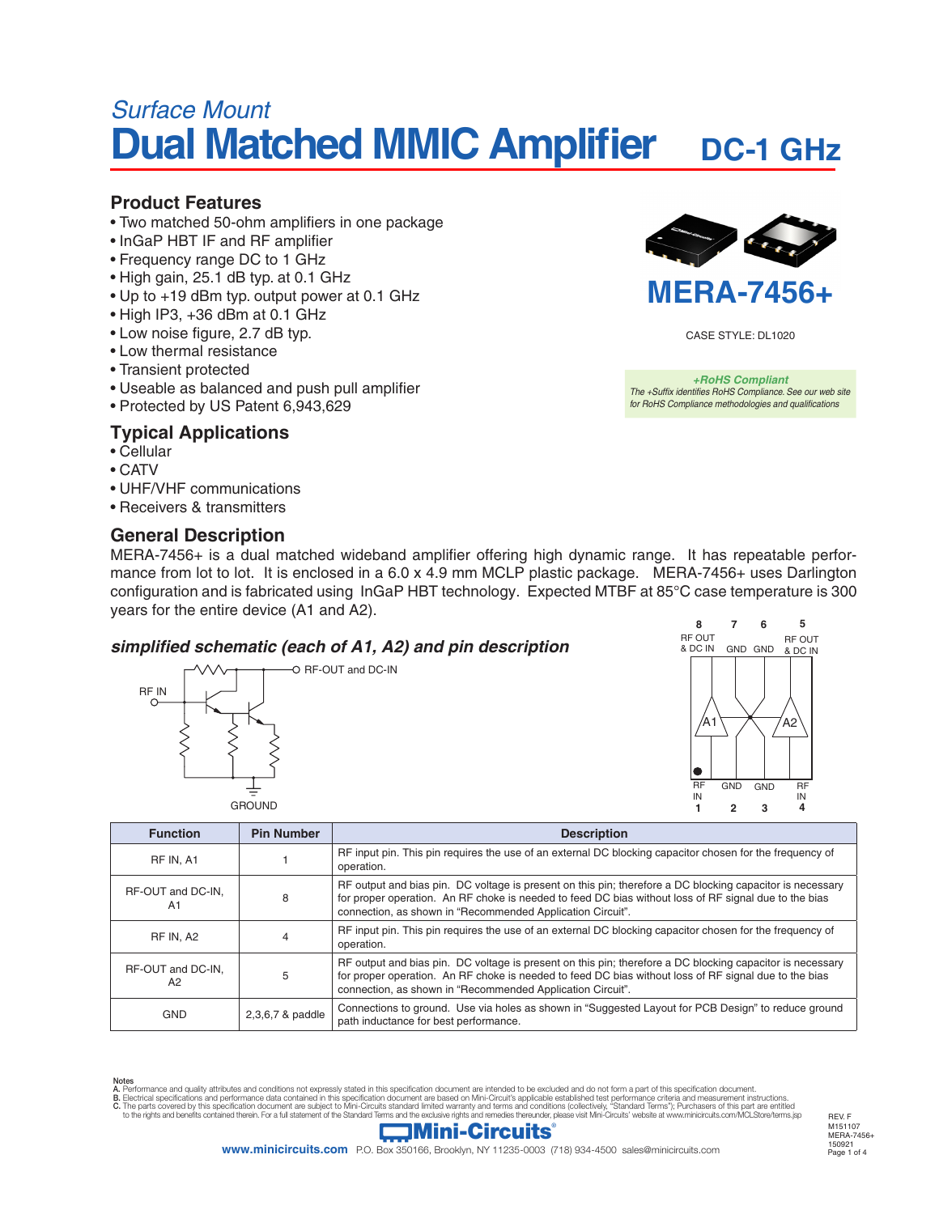*Surface Mount*

# Dual Matched MMIC Amplifier DC-1 GHz

## Product Features

- Two matched 50-ohm amplifiers in one package
- InGaP HBT IF and RF amplifier
- Frequency range DC to 1 GHz
- High gain, 25.1 dB typ. at 0.1 GHz
- Up to +19 dBm typ. output power at 0.1 GHz
- High IP3, +36 dBm at 0.1 GHz
- Low noise figure, 2.7 dB typ.
- Low thermal resistance
- Transient protected
- Useable as balanced and push pull amplifier
- Protected by US Patent 6,943,629

**MERA-7456+**

CASE STYLE: DL1020

***+RoHS Compliant***
*The +Suffix identifies RoHS Compliance. See our web site for RoHS Compliance methodologies and qualifications*

## Typical Applications

- Cellular
- CATV
- UHF/VHF communications
- Receivers & transmitters

## General Description

MERA-7456+ is a dual matched wideband amplifier offering high dynamic range. It has repeatable performance from lot to lot. It is enclosed in a 6.0 x 4.9 mm MCLP plastic package. MERA-7456+ uses Darlington configuration and is fabricated using InGaP HBT technology. Expected MTBF at 85°C case temperature is 300 years for the entire device (A1 and A2).

### *simplified schematic (each of A1, A2) and pin description*

RF IN — RF-OUT and DC-IN — GROUND

Pins: 8 RF OUT & DC IN, 7 GND, 6 GND, 5 RF OUT & DC IN, 1 RF IN, 2 GND, 3 GND, 4 RF IN (A1, A2)

| Function | Pin Number | Description |
|---|---|---|
| RF IN, A1 | 1 | RF input pin. This pin requires the use of an external DC blocking capacitor chosen for the frequency of operation. |
| RF-OUT and DC-IN, A1 | 8 | RF output and bias pin. DC voltage is present on this pin; therefore a DC blocking capacitor is necessary for proper operation. An RF choke is needed to feed DC bias without loss of RF signal due to the bias connection, as shown in "Recommended Application Circuit". |
| RF IN, A2 | 4 | RF input pin. This pin requires the use of an external DC blocking capacitor chosen for the frequency of operation. |
| RF-OUT and DC-IN, A2 | 5 | RF output and bias pin. DC voltage is present on this pin; therefore a DC blocking capacitor is necessary for proper operation. An RF choke is needed to feed DC bias without loss of RF signal due to the bias connection, as shown in "Recommended Application Circuit". |
| GND | 2,3,6,7 & paddle | Connections to ground. Use via holes as shown in "Suggested Layout for PCB Design" to reduce ground path inductance for best performance. |

Notes
A. Performance and quality attributes and conditions not expressly stated in this specification document are intended to be excluded and do not form a part of this specification document.
B. Electrical specifications and performance data contained in this specification document are based on Mini-Circuit's applicable established test performance criteria and measurement instructions.
C. The parts covered by this specification document are subject to Mini-Circuits standard limited warranty and terms and conditions (collectively, "Standard Terms"); Purchasers of this part are entitled to the rights and benefits contained therein. For a full statement of the Standard Terms and the exclusive rights and remedies thereunder, please visit Mini-Circuits' website at www.minicircuits.com/MCLStore/terms.jsp

Mini-Circuits®
www.minicircuits.com P.O. Box 350166, Brooklyn, NY 11235-0003 (718) 934-4500 sales@minicircuits.com

REV. F
M151107
MERA-7456+
150921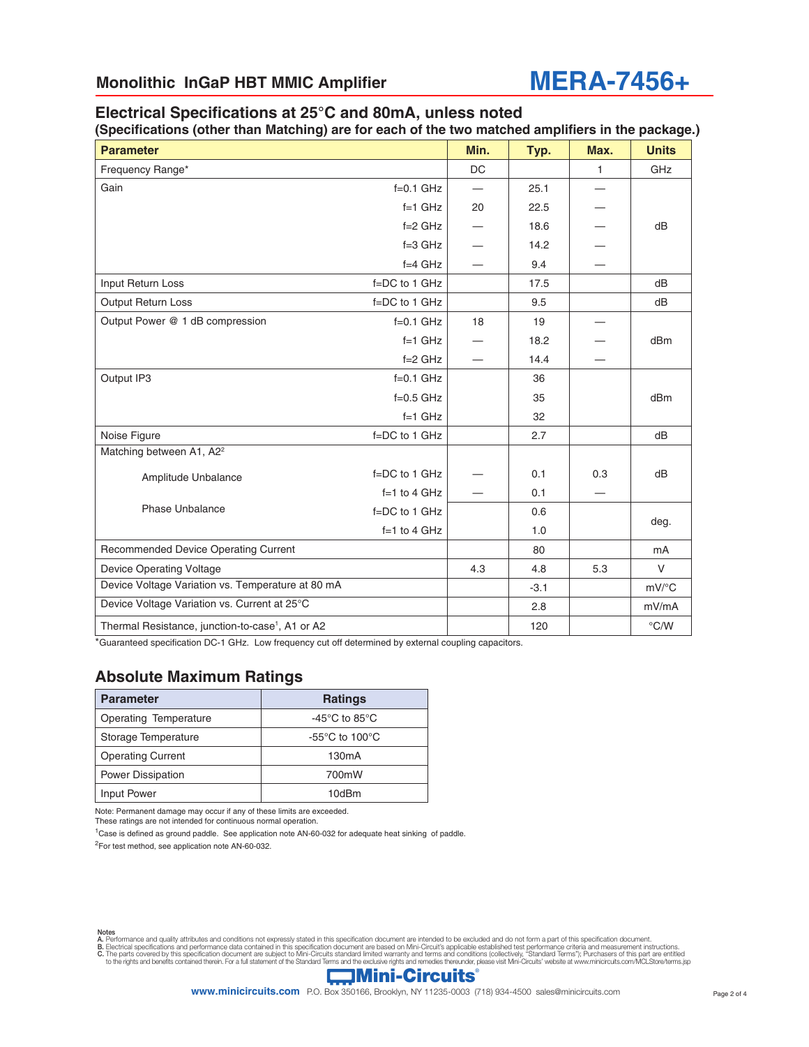## Electrical Specifications at 25°C and 80mA, unless noted

**(Specifications (other than Matching) are for each of the two matched amplifiers in the package.)**

| Parameter | | Min. | Typ. | Max. | Units |
|---|---|---|---|---|---|
| Frequency Range* | | DC | | 1 | GHz |
| Gain | f=0.1 GHz | — | 25.1 | — | dB |
| | f=1 GHz | 20 | 22.5 | — | |
| | f=2 GHz | — | 18.6 | — | |
| | f=3 GHz | — | 14.2 | — | |
| | f=4 GHz | — | 9.4 | — | |
| Input Return Loss | f=DC to 1 GHz | | 17.5 | | dB |
| Output Return Loss | f=DC to 1 GHz | | 9.5 | | dB |
| Output Power @ 1 dB compression | f=0.1 GHz | 18 | 19 | — | dBm |
| | f=1 GHz | — | 18.2 | — | |
| | f=2 GHz | — | 14.4 | — | |
| Output IP3 | f=0.1 GHz | | 36 | | dBm |
| | f=0.5 GHz | | 35 | | |
| | f=1 GHz | | 32 | | |
| Noise Figure | f=DC to 1 GHz | | 2.7 | | dB |
| Matching between A1, A2[2] | | | | | |
| Amplitude Unbalance | f=DC to 1 GHz | — | 0.1 | 0.3 | dB |
| | f=1 to 4 GHz | — | 0.1 | — | |
| Phase Unbalance | f=DC to 1 GHz | | 0.6 | | deg. |
| | f=1 to 4 GHz | | 1.0 | | |
| Recommended Device Operating Current | | | 80 | | mA |
| Device Operating Voltage | | 4.3 | 4.8 | 5.3 | V |
| Device Voltage Variation vs. Temperature at 80 mA | | | -3.1 | | mV/°C |
| Device Voltage Variation vs. Current at 25°C | | | 2.8 | | mV/mA |
| Thermal Resistance, junction-to-case[1], A1 or A2 | | | 120 | | °C/W |

*Guaranteed specification DC-1 GHz. Low frequency cut off determined by external coupling capacitors.

## Absolute Maximum Ratings

| Parameter | Ratings |
|---|---|
| Operating Temperature | -45°C to 85°C |
| Storage Temperature | -55°C to 100°C |
| Operating Current | 130mA |
| Power Dissipation | 700mW |
| Input Power | 10dBm |

Note: Permanent damage may occur if any of these limits are exceeded.
These ratings are not intended for continuous normal operation.

[1]Case is defined as ground paddle. See application note AN-60-032 for adequate heat sinking of paddle.

[2]For test method, see application note AN-60-032.

Notes
A. Performance and quality attributes and conditions not expressly stated in this specification document are intended to be excluded and do not form a part of this specification document.
B. Electrical specifications and performance data contained in this specification document are based on Mini-Circuit's applicable established test performance criteria and measurement instructions.
C. The parts covered by this specification document are subject to Mini-Circuits standard limited warranty and terms and conditions (collectively, "Standard Terms"); Purchasers of this part are entitled to the rights and benefits contained therein. For a full statement of the Standard Terms and the exclusive rights and remedies thereunder, please visit Mini-Circuits' website at www.minicircuits.com/MCLStore/terms.jsp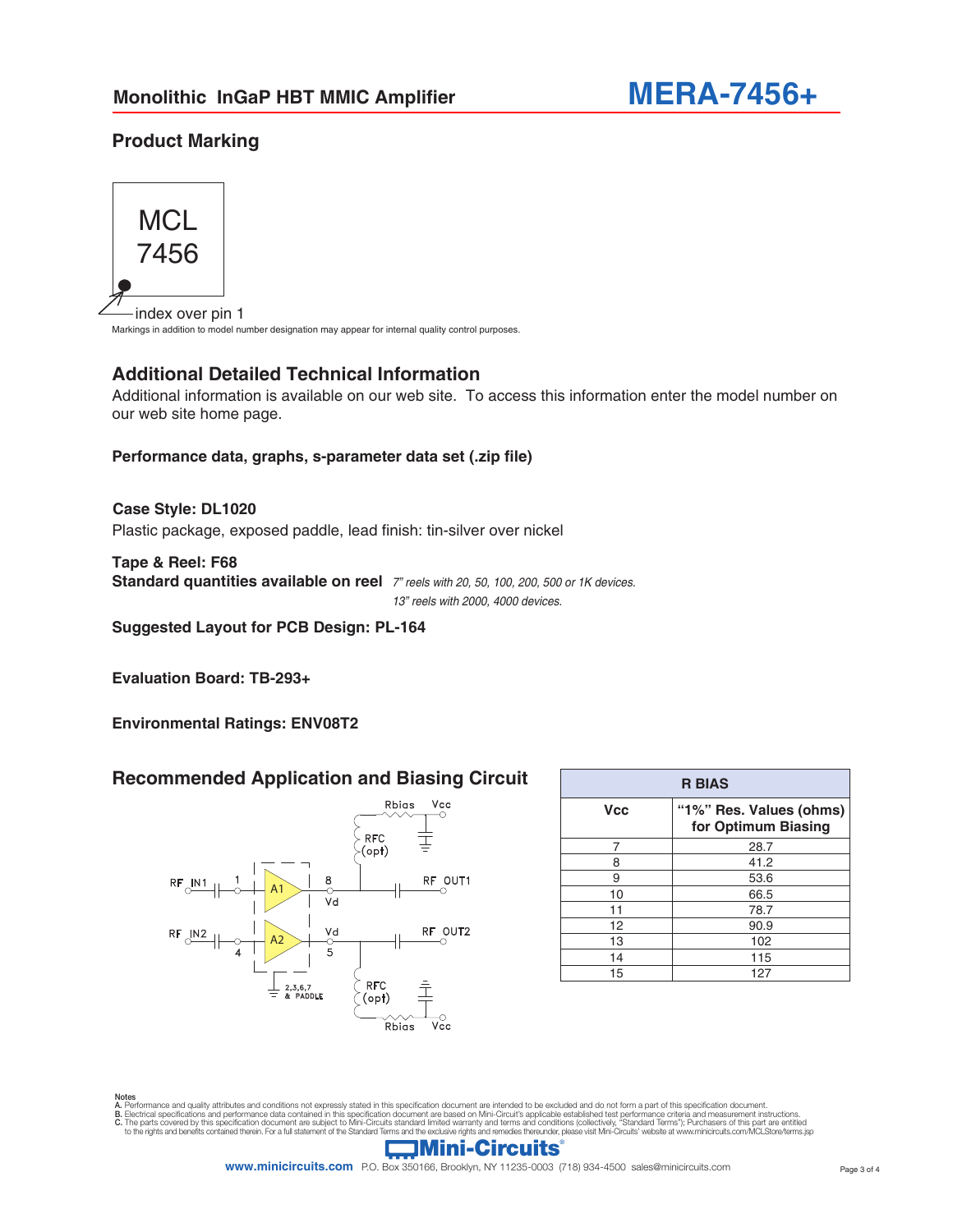## Product Marking

MCL
7456

index over pin 1

Markings in addition to model number designation may appear for internal quality control purposes.

## Additional Detailed Technical Information

Additional information is available on our web site. To access this information enter the model number on our web site home page.

**Performance data, graphs, s-parameter data set (.zip file)**

**Case Style: DL1020**
Plastic package, exposed paddle, lead finish: tin-silver over nickel

**Tape & Reel: F68**
**Standard quantities available on reel** *7" reels with 20, 50, 100, 200, 500 or 1K devices.*
*13" reels with 2000, 4000 devices.*

**Suggested Layout for PCB Design: PL-164**

**Evaluation Board: TB-293+**

**Environmental Ratings: ENV08T2**

## Recommended Application and Biasing Circuit

Rbias Vcc
RFC (opt)
RF IN1 1 A1 8 Vd RF OUT1
RF IN2 4 A2 Vd 5 RF OUT2
2,3,6,7 & PADDLE
RFC (opt)
Rbias Vcc

| R BIAS | |
|---|---|
| Vcc | "1%" Res. Values (ohms) for Optimum Biasing |
| 7 | 28.7 |
| 8 | 41.2 |
| 9 | 53.6 |
| 10 | 66.5 |
| 11 | 78.7 |
| 12 | 90.9 |
| 13 | 102 |
| 14 | 115 |
| 15 | 127 |

Notes
A. Performance and quality attributes and conditions not expressly stated in this specification document are intended to be excluded and do not form a part of this specification document.
B. Electrical specifications and performance data contained in this specification document are based on Mini-Circuit's applicable established test performance criteria and measurement instructions.
C. The parts covered by this specification document are subject to Mini-Circuits standard limited warranty and terms and conditions (collectively, "Standard Terms"); Purchasers of this part are entitled to the rights and benefits contained therein. For a full statement of the Standard Terms and the exclusive rights and remedies thereunder, please visit Mini-Circuits' website at www.minicircuits.com/MCLStore/terms.jsp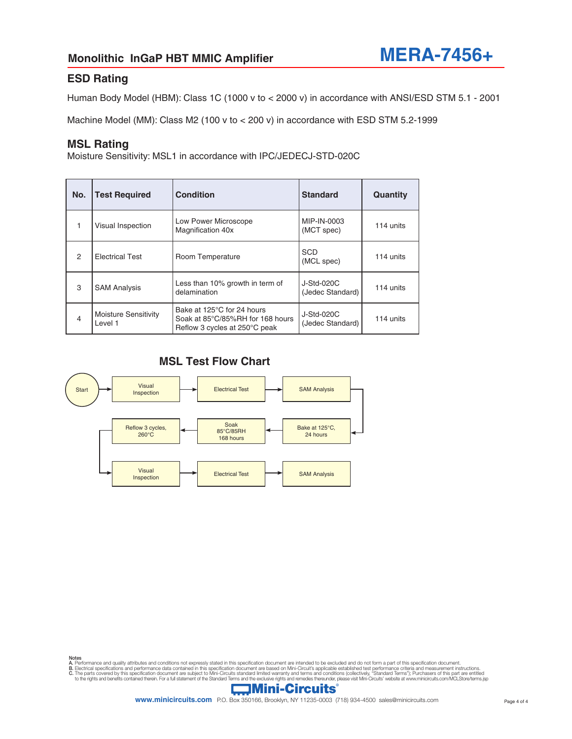## ESD Rating

Human Body Model (HBM): Class 1C (1000 v to < 2000 v) in accordance with ANSI/ESD STM 5.1 - 2001

Machine Model (MM): Class M2 (100 v to < 200 v) in accordance with ESD STM 5.2-1999

## MSL Rating

Moisture Sensitivity: MSL1 in accordance with IPC/JEDECJ-STD-020C

| No. | Test Required | Condition | Standard | Quantity |
|---|---|---|---|---|
| 1 | Visual Inspection | Low Power Microscope Magnification 40x | MIP-IN-0003 (MCT spec) | 114 units |
| 2 | Electrical Test | Room Temperature | SCD (MCL spec) | 114 units |
| 3 | SAM Analysis | Less than 10% growth in term of delamination | J-Std-020C (Jedec Standard) | 114 units |
| 4 | Moisture Sensitivity Level 1 | Bake at 125°C for 24 hours Soak at 85°C/85%RH for 168 hours Reflow 3 cycles at 250°C peak | J-Std-020C (Jedec Standard) | 114 units |

### MSL Test Flow Chart

Start

Visual Inspection

Electrical Test

SAM Analysis

Bake at 125°C, 24 hours

Soak 85°C/85RH 168 hours

Reflow 3 cycles, 260°C

Visual Inspection

Electrical Test

SAM Analysis

Notes

A. Performance and quality attributes and conditions not expressly stated in this specification document are intended to be excluded and do not form a part of this specification document.
B. Electrical specifications and performance data contained in this specification document are based on Mini-Circuit's applicable established test performance criteria and measurement instructions.
C. The parts covered by this specification document are subject to Mini-Circuits standard limited warranty and terms and conditions (collectively, "Standard Terms"); Purchasers of this part are entitled to the rights and benefits contained therein. For a full statement of the Standard Terms and the exclusive rights and remedies thereunder, please visit Mini-Circuits' website at www.minicircuits.com/MCLStore/terms.jsp